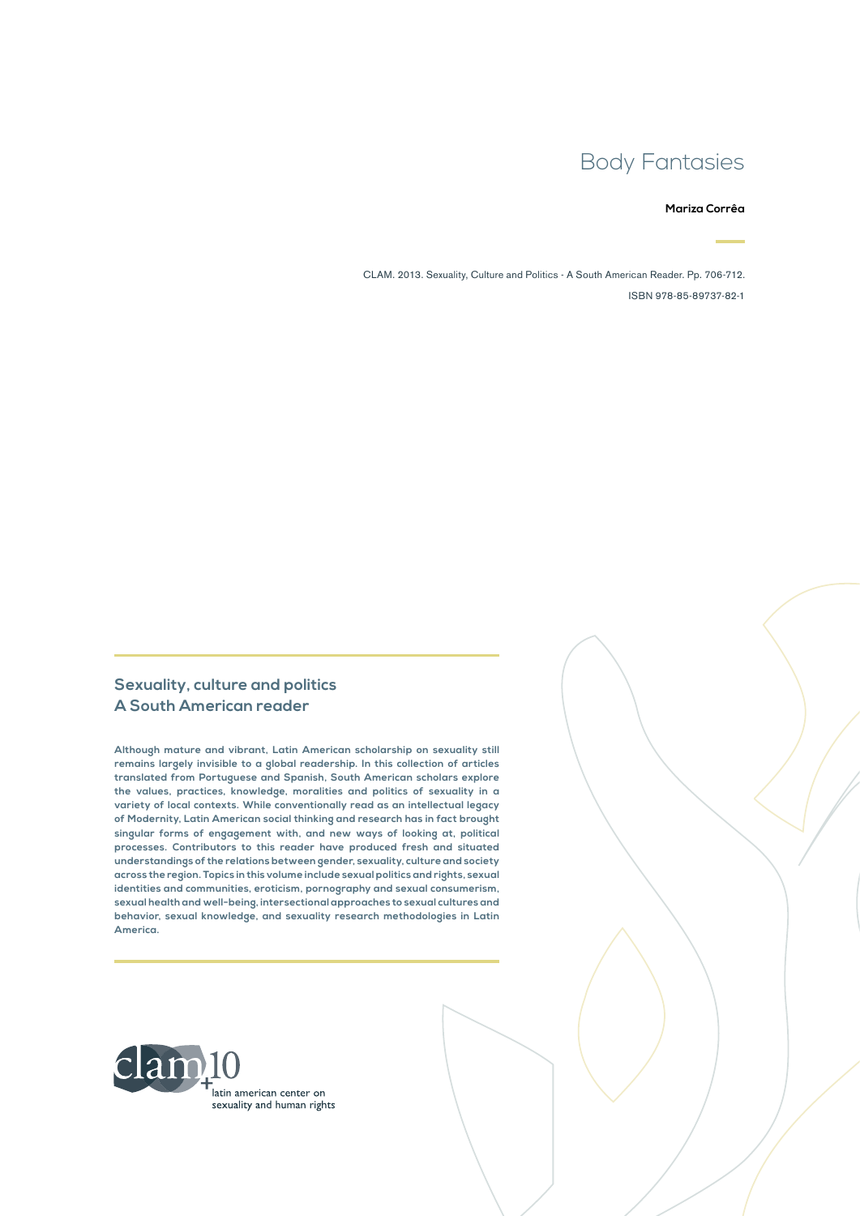# Body Fantasies

**Mariza Corrêa**

CLAM. 2013. Sexuality, Culture and Politics - A South American Reader. Pp. 706-712.

ISBN 978-85-89737-82-1

## Sexuality, culture and politics
## A South American reader

**Although mature and vibrant, Latin American scholarship on sexuality still remains largely invisible to a global readership. In this collection of articles translated from Portuguese and Spanish, South American scholars explore the values, practices, knowledge, moralities and politics of sexuality in a variety of local contexts. While conventionally read as an intellectual legacy of Modernity, Latin American social thinking and research has in fact brought singular forms of engagement with, and new ways of looking at, political processes. Contributors to this reader have produced fresh and situated understandings of the relations between gender, sexuality, culture and society across the region. Topics in this volume include sexual politics and rights, sexual identities and communities, eroticism, pornography and sexual consumerism, sexual health and well-being, intersectional approaches to sexual cultures and behavior, sexual knowledge, and sexuality research methodologies in Latin America.**

clam +10
latin american center on sexuality and human rights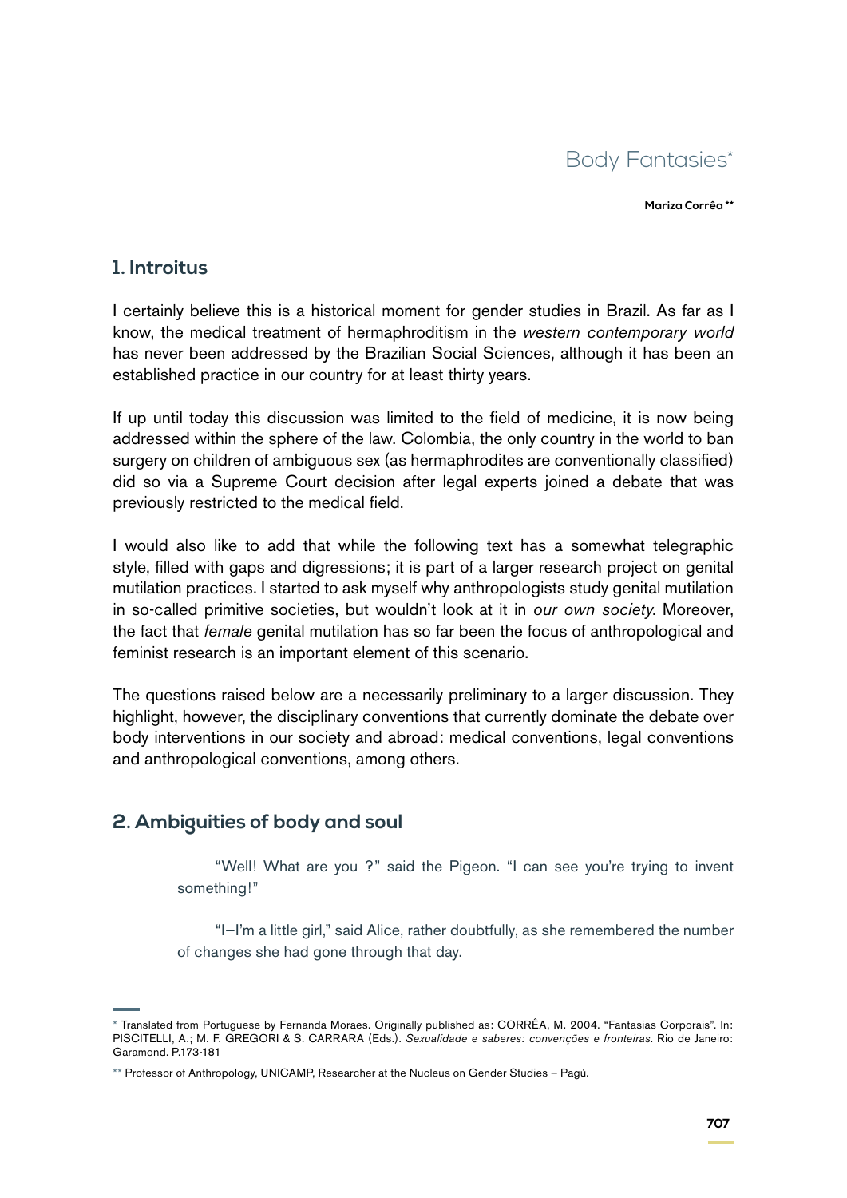# Body Fantasies*

**Mariza Corrêa****

## 1. Introitus

I certainly believe this is a historical moment for gender studies in Brazil. As far as I know, the medical treatment of hermaphroditism in the *western contemporary world* has never been addressed by the Brazilian Social Sciences, although it has been an established practice in our country for at least thirty years.

If up until today this discussion was limited to the field of medicine, it is now being addressed within the sphere of the law. Colombia, the only country in the world to ban surgery on children of ambiguous sex (as hermaphrodites are conventionally classified) did so via a Supreme Court decision after legal experts joined a debate that was previously restricted to the medical field.

I would also like to add that while the following text has a somewhat telegraphic style, filled with gaps and digressions; it is part of a larger research project on genital mutilation practices. I started to ask myself why anthropologists study genital mutilation in so-called primitive societies, but wouldn't look at it in *our own society*. Moreover, the fact that *female* genital mutilation has so far been the focus of anthropological and feminist research is an important element of this scenario.

The questions raised below are a necessarily preliminary to a larger discussion. They highlight, however, the disciplinary conventions that currently dominate the debate over body interventions in our society and abroad: medical conventions, legal conventions and anthropological conventions, among others.

## 2. Ambiguities of body and soul

> "Well! What are you ?" said the Pigeon. "I can see you're trying to invent something!"
>
> "I–I'm a little girl," said Alice, rather doubtfully, as she remembered the number of changes she had gone through that day.

---

* Translated from Portuguese by Fernanda Moraes. Originally published as: CORRÊA, M. 2004. "Fantasias Corporais". In: PISCITELLI, A.; M. F. GREGORI & S. CARRARA (Eds.). *Sexualidade e saberes: convenções e fronteiras*. Rio de Janeiro: Garamond. P.173-181

** Professor of Anthropology, UNICAMP, Researcher at the Nucleus on Gender Studies – Pagú.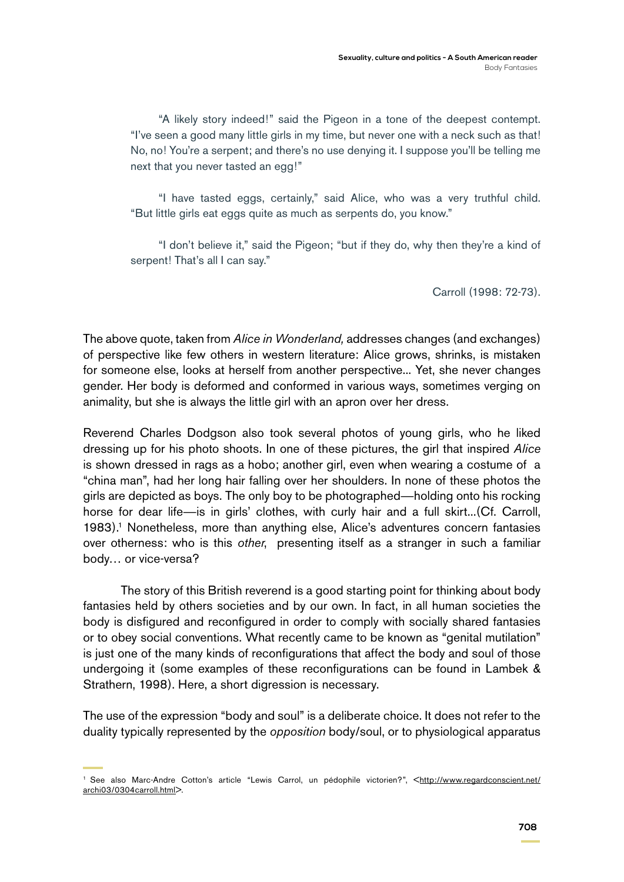"A likely story indeed!" said the Pigeon in a tone of the deepest contempt. "I've seen a good many little girls in my time, but never one with a neck such as that! No, no! You're a serpent; and there's no use denying it. I suppose you'll be telling me next that you never tasted an egg!"

"I have tasted eggs, certainly," said Alice, who was a very truthful child. "But little girls eat eggs quite as much as serpents do, you know."

"I don't believe it," said the Pigeon; "but if they do, why then they're a kind of serpent! That's all I can say."

Carroll (1998: 72-73).

The above quote, taken from *Alice in Wonderland,* addresses changes (and exchanges) of perspective like few others in western literature: Alice grows, shrinks, is mistaken for someone else, looks at herself from another perspective... Yet, she never changes gender. Her body is deformed and conformed in various ways, sometimes verging on animality, but she is always the little girl with an apron over her dress.

Reverend Charles Dodgson also took several photos of young girls, who he liked dressing up for his photo shoots. In one of these pictures, the girl that inspired *Alice* is shown dressed in rags as a hobo; another girl, even when wearing a costume of a "china man", had her long hair falling over her shoulders. In none of these photos the girls are depicted as boys. The only boy to be photographed—holding onto his rocking horse for dear life—is in girls' clothes, with curly hair and a full skirt...(Cf. Carroll, 1983).[1] Nonetheless, more than anything else, Alice's adventures concern fantasies over otherness: who is this *other*, presenting itself as a stranger in such a familiar body… or vice-versa?

The story of this British reverend is a good starting point for thinking about body fantasies held by others societies and by our own. In fact, in all human societies the body is disfigured and reconfigured in order to comply with socially shared fantasies or to obey social conventions. What recently came to be known as "genital mutilation" is just one of the many kinds of reconfigurations that affect the body and soul of those undergoing it (some examples of these reconfigurations can be found in Lambek & Strathern, 1998). Here, a short digression is necessary.

The use of the expression "body and soul" is a deliberate choice. It does not refer to the duality typically represented by the *opposition* body/soul, or to physiological apparatus

[1] See also Marc-Andre Cotton's article "Lewis Carrol, un pédophile victorien?", <http://www.regardconscient.net/archi03/0304carroll.html>.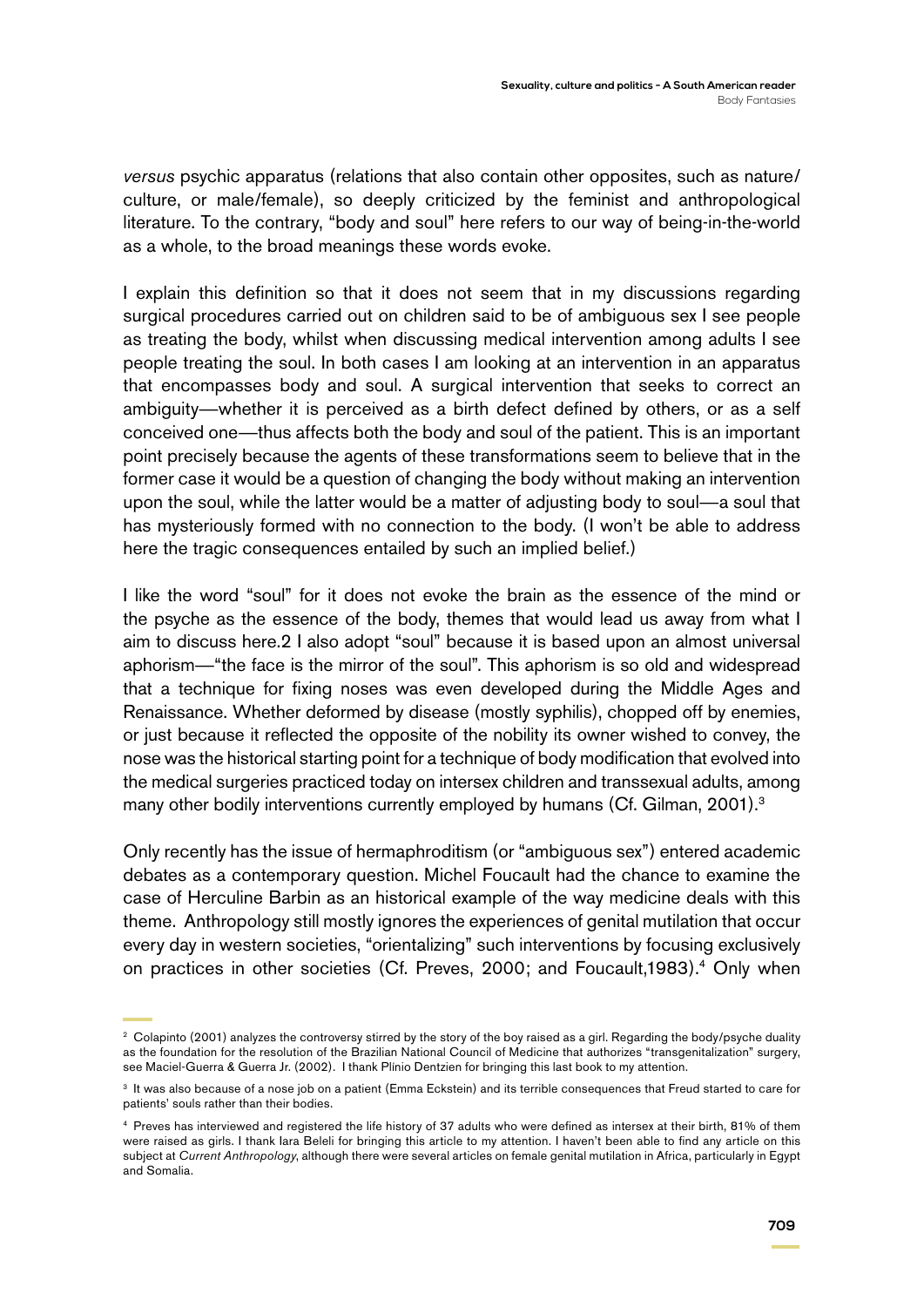*versus* psychic apparatus (relations that also contain other opposites, such as nature/culture, or male/female), so deeply criticized by the feminist and anthropological literature. To the contrary, "body and soul" here refers to our way of being-in-the-world as a whole, to the broad meanings these words evoke.

I explain this definition so that it does not seem that in my discussions regarding surgical procedures carried out on children said to be of ambiguous sex I see people as treating the body, whilst when discussing medical intervention among adults I see people treating the soul. In both cases I am looking at an intervention in an apparatus that encompasses body and soul. A surgical intervention that seeks to correct an ambiguity—whether it is perceived as a birth defect defined by others, or as a self conceived one—thus affects both the body and soul of the patient. This is an important point precisely because the agents of these transformations seem to believe that in the former case it would be a question of changing the body without making an intervention upon the soul, while the latter would be a matter of adjusting body to soul—a soul that has mysteriously formed with no connection to the body. (I won't be able to address here the tragic consequences entailed by such an implied belief.)

I like the word "soul" for it does not evoke the brain as the essence of the mind or the psyche as the essence of the body, themes that would lead us away from what I aim to discuss here.2 I also adopt "soul" because it is based upon an almost universal aphorism—"the face is the mirror of the soul". This aphorism is so old and widespread that a technique for fixing noses was even developed during the Middle Ages and Renaissance. Whether deformed by disease (mostly syphilis), chopped off by enemies, or just because it reflected the opposite of the nobility its owner wished to convey, the nose was the historical starting point for a technique of body modification that evolved into the medical surgeries practiced today on intersex children and transsexual adults, among many other bodily interventions currently employed by humans (Cf. Gilman, 2001).[3]

Only recently has the issue of hermaphroditism (or "ambiguous sex") entered academic debates as a contemporary question. Michel Foucault had the chance to examine the case of Herculine Barbin as an historical example of the way medicine deals with this theme. Anthropology still mostly ignores the experiences of genital mutilation that occur every day in western societies, "orientalizing" such interventions by focusing exclusively on practices in other societies (Cf. Preves, 2000; and Foucault,1983).[4] Only when

---

[2] Colapinto (2001) analyzes the controversy stirred by the story of the boy raised as a girl. Regarding the body/psyche duality as the foundation for the resolution of the Brazilian National Council of Medicine that authorizes "transgenitalization" surgery, see Maciel-Guerra & Guerra Jr. (2002). I thank Plínio Dentzien for bringing this last book to my attention.

[3] It was also because of a nose job on a patient (Emma Eckstein) and its terrible consequences that Freud started to care for patients' souls rather than their bodies.

[4] Preves has interviewed and registered the life history of 37 adults who were defined as intersex at their birth, 81% of them were raised as girls. I thank Iara Beleli for bringing this article to my attention. I haven't been able to find any article on this subject at *Current Anthropology*, although there were several articles on female genital mutilation in Africa, particularly in Egypt and Somalia.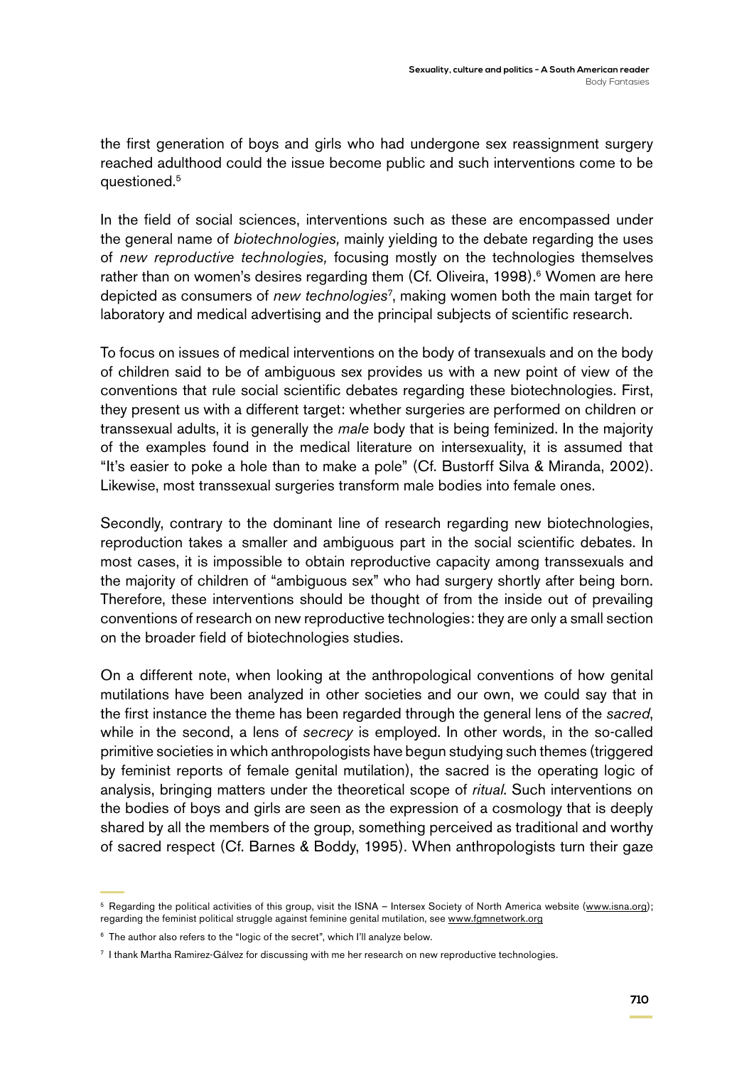the first generation of boys and girls who had undergone sex reassignment surgery reached adulthood could the issue become public and such interventions come to be questioned.[5]

In the field of social sciences, interventions such as these are encompassed under the general name of *biotechnologies,* mainly yielding to the debate regarding the uses of *new reproductive technologies,* focusing mostly on the technologies themselves rather than on women's desires regarding them (Cf. Oliveira, 1998).[6] Women are here depicted as consumers of *new technologies*[7], making women both the main target for laboratory and medical advertising and the principal subjects of scientific research.

To focus on issues of medical interventions on the body of transexuals and on the body of children said to be of ambiguous sex provides us with a new point of view of the conventions that rule social scientific debates regarding these biotechnologies. First, they present us with a different target: whether surgeries are performed on children or transsexual adults, it is generally the *male* body that is being feminized. In the majority of the examples found in the medical literature on intersexuality, it is assumed that "It's easier to poke a hole than to make a pole" (Cf. Bustorff Silva & Miranda, 2002). Likewise, most transsexual surgeries transform male bodies into female ones.

Secondly, contrary to the dominant line of research regarding new biotechnologies, reproduction takes a smaller and ambiguous part in the social scientific debates. In most cases, it is impossible to obtain reproductive capacity among transsexuals and the majority of children of "ambiguous sex" who had surgery shortly after being born. Therefore, these interventions should be thought of from the inside out of prevailing conventions of research on new reproductive technologies: they are only a small section on the broader field of biotechnologies studies.

On a different note, when looking at the anthropological conventions of how genital mutilations have been analyzed in other societies and our own, we could say that in the first instance the theme has been regarded through the general lens of the *sacred*, while in the second, a lens of *secrecy* is employed. In other words, in the so-called primitive societies in which anthropologists have begun studying such themes (triggered by feminist reports of female genital mutilation), the sacred is the operating logic of analysis, bringing matters under the theoretical scope of *ritual*. Such interventions on the bodies of boys and girls are seen as the expression of a cosmology that is deeply shared by all the members of the group, something perceived as traditional and worthy of sacred respect (Cf. Barnes & Boddy, 1995). When anthropologists turn their gaze

---

[5] Regarding the political activities of this group, visit the ISNA – Intersex Society of North America website (www.isna.org); regarding the feminist political struggle against feminine genital mutilation, see www.fgmnetwork.org

[6] The author also refers to the "logic of the secret", which I'll analyze below.

[7] I thank Martha Ramirez-Gálvez for discussing with me her research on new reproductive technologies.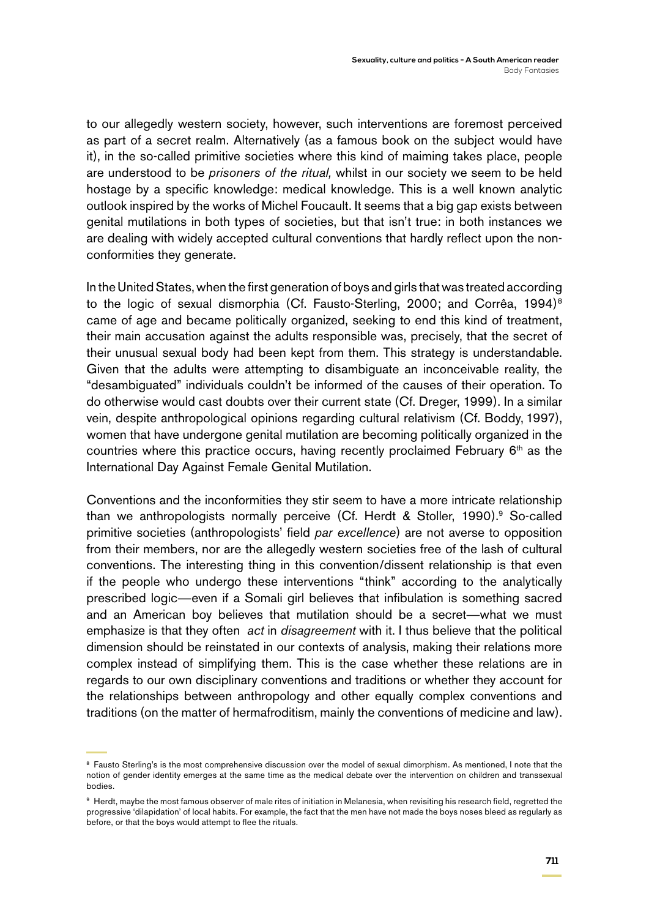to our allegedly western society, however, such interventions are foremost perceived as part of a secret realm. Alternatively (as a famous book on the subject would have it), in the so-called primitive societies where this kind of maiming takes place, people are understood to be *prisoners of the ritual,* whilst in our society we seem to be held hostage by a specific knowledge: medical knowledge. This is a well known analytic outlook inspired by the works of Michel Foucault. It seems that a big gap exists between genital mutilations in both types of societies, but that isn't true: in both instances we are dealing with widely accepted cultural conventions that hardly reflect upon the non-conformities they generate.

In the United States, when the first generation of boys and girls that was treated according to the logic of sexual dismorphia (Cf. Fausto-Sterling, 2000; and Corrêa, 1994)[8] came of age and became politically organized, seeking to end this kind of treatment, their main accusation against the adults responsible was, precisely, that the secret of their unusual sexual body had been kept from them. This strategy is understandable. Given that the adults were attempting to disambiguate an inconceivable reality, the "desambiguated" individuals couldn't be informed of the causes of their operation. To do otherwise would cast doubts over their current state (Cf. Dreger, 1999). In a similar vein, despite anthropological opinions regarding cultural relativism (Cf. Boddy, 1997), women that have undergone genital mutilation are becoming politically organized in the countries where this practice occurs, having recently proclaimed February 6th as the International Day Against Female Genital Mutilation.

Conventions and the inconformities they stir seem to have a more intricate relationship than we anthropologists normally perceive (Cf. Herdt & Stoller, 1990).[9] So-called primitive societies (anthropologists' field *par excellence*) are not averse to opposition from their members, nor are the allegedly western societies free of the lash of cultural conventions. The interesting thing in this convention/dissent relationship is that even if the people who undergo these interventions "think" according to the analytically prescribed logic—even if a Somali girl believes that infibulation is something sacred and an American boy believes that mutilation should be a secret—what we must emphasize is that they often *act* in *disagreement* with it. I thus believe that the political dimension should be reinstated in our contexts of analysis, making their relations more complex instead of simplifying them. This is the case whether these relations are in regards to our own disciplinary conventions and traditions or whether they account for the relationships between anthropology and other equally complex conventions and traditions (on the matter of hermafroditism, mainly the conventions of medicine and law).

---

[8] Fausto Sterling's is the most comprehensive discussion over the model of sexual dimorphism. As mentioned, I note that the notion of gender identity emerges at the same time as the medical debate over the intervention on children and transsexual bodies.

[9] Herdt, maybe the most famous observer of male rites of initiation in Melanesia, when revisiting his research field, regretted the progressive 'dilapidation' of local habits. For example, the fact that the men have not made the boys noses bleed as regularly as before, or that the boys would attempt to flee the rituals.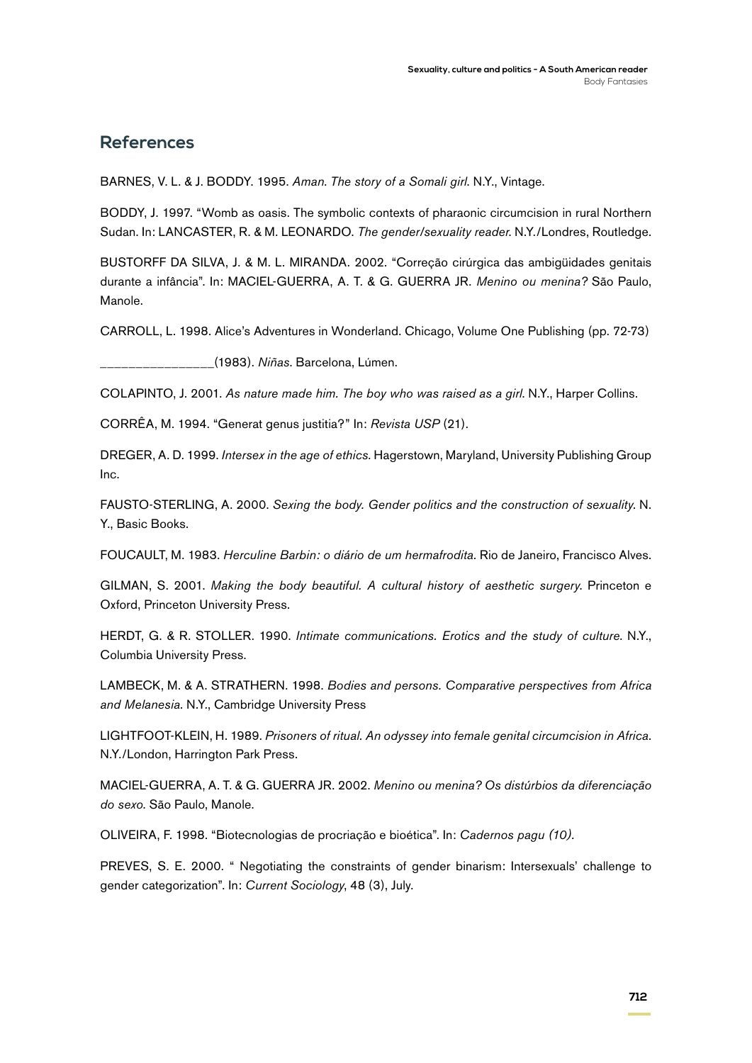## References

BARNES, V. L. & J. BODDY. 1995. *Aman. The story of a Somali girl*. N.Y., Vintage.

BODDY, J. 1997. "Womb as oasis. The symbolic contexts of pharaonic circumcision in rural Northern Sudan. In: LANCASTER, R. & M. LEONARDO. *The gender/sexuality reader*. N.Y./Londres, Routledge.

BUSTORFF DA SILVA, J. & M. L. MIRANDA. 2002. "Correção cirúrgica das ambigüidades genitais durante a infância". In: MACIEL-GUERRA, A. T. & G. GUERRA JR. *Menino ou menina?* São Paulo, Manole.

CARROLL, L. 1998. Alice's Adventures in Wonderland. Chicago, Volume One Publishing (pp. 72-73)

_______________(1983). *Niñas*. Barcelona, Lúmen.

COLAPINTO, J. 2001. *As nature made him. The boy who was raised as a girl*. N.Y., Harper Collins.

CORRÊA, M. 1994. "Generat genus justitia?" In: *Revista USP* (21).

DREGER, A. D. 1999. *Intersex in the age of ethics*. Hagerstown, Maryland, University Publishing Group Inc.

FAUSTO-STERLING, A. 2000. *Sexing the body. Gender politics and the construction of sexuality*. N. Y., Basic Books.

FOUCAULT, M. 1983. *Herculine Barbin: o diário de um hermafrodita.* Rio de Janeiro, Francisco Alves.

GILMAN, S. 2001. *Making the body beautiful. A cultural history of aesthetic surgery*. Princeton e Oxford, Princeton University Press.

HERDT, G. & R. STOLLER. 1990. *Intimate communications. Erotics and the study of culture*. N.Y., Columbia University Press.

LAMBECK, M. & A. STRATHERN. 1998. *Bodies and persons. Comparative perspectives from Africa and Melanesia*. N.Y., Cambridge University Press

LIGHTFOOT-KLEIN, H. 1989. *Prisoners of ritual. An odyssey into female genital circumcision in Africa*. N.Y./London, Harrington Park Press.

MACIEL-GUERRA, A. T. & G. GUERRA JR. 2002. *Menino ou menina? Os distúrbios da diferenciação do sexo*. São Paulo, Manole.

OLIVEIRA, F. 1998. "Biotecnologias de procriação e bioética". In: *Cadernos pagu (10).*

PREVES, S. E. 2000. " Negotiating the constraints of gender binarism: Intersexuals' challenge to gender categorization". In: *Current Sociology*, 48 (3), July.